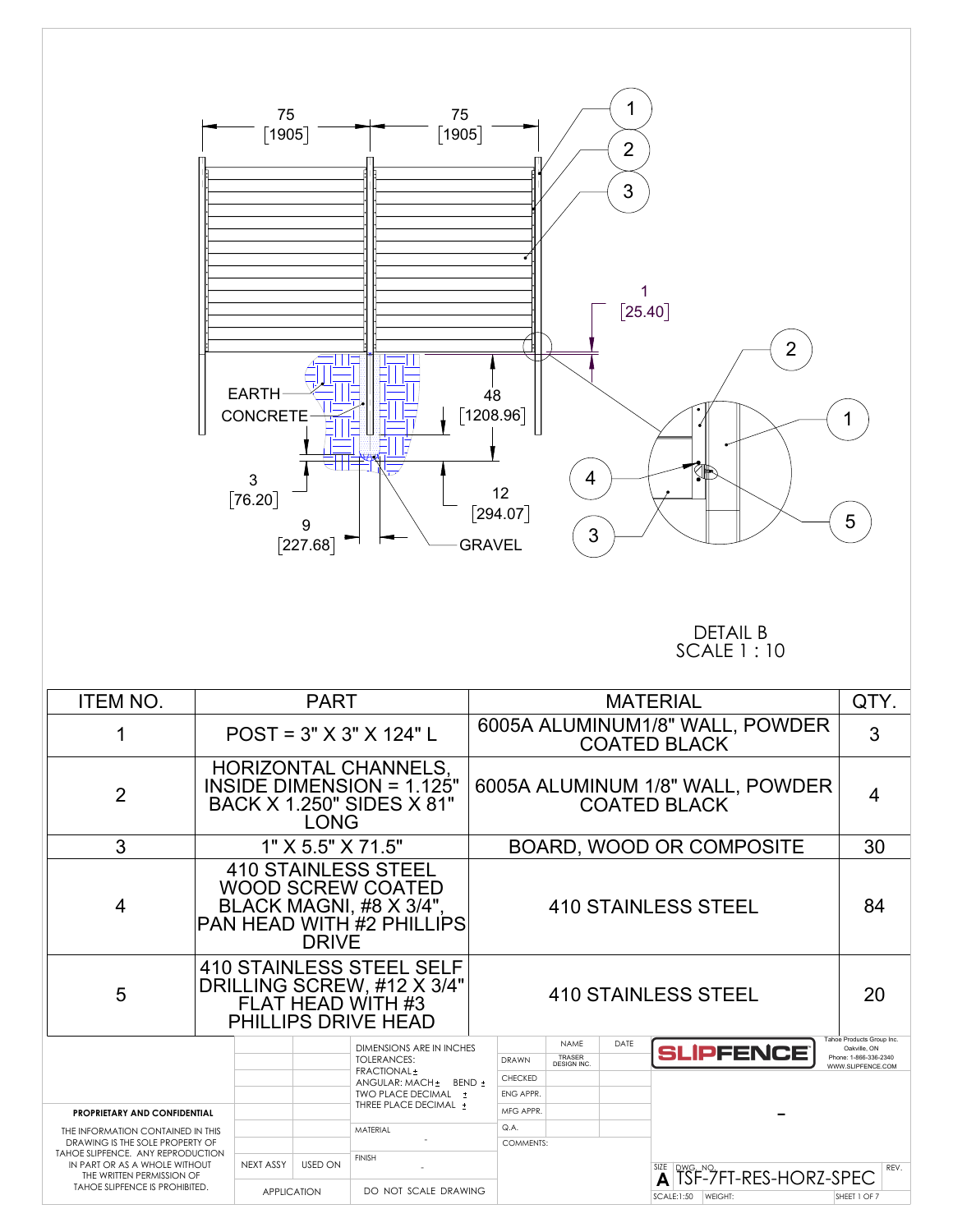75 [1905]  75 [1905]

1 [25.40]

EARTH

CONCRETE

48 [1208.96]

3 [76.20]

12 [294.07]

9 [227.68]

GRAVEL

DETAIL B
SCALE 1 : 10

| ITEM NO. | PART | MATERIAL | QTY. |
|---|---|---|---|
| 1 | POST = 3" X 3" X 124" L | 6005A ALUMINUM1/8" WALL, POWDER COATED BLACK | 3 |
| 2 | HORIZONTAL CHANNELS, INSIDE DIMENSION = 1.125" BACK X 1.250" SIDES X 81" LONG | 6005A ALUMINUM 1/8" WALL, POWDER COATED BLACK | 4 |
| 3 | 1" X 5.5" X 71.5" | BOARD, WOOD OR COMPOSITE | 30 |
| 4 | 410 STAINLESS STEEL WOOD SCREW COATED BLACK MAGNI, #8 X 3/4", PAN HEAD WITH #2 PHILLIPS DRIVE | 410 STAINLESS STEEL | 84 |
| 5 | 410 STAINLESS STEEL SELF DRILLING SCREW, #12 X 3/4" FLAT HEAD WITH #3 PHILLIPS DRIVE HEAD | 410 STAINLESS STEEL | 20 |

**PROPRIETARY AND CONFIDENTIAL**

THE INFORMATION CONTAINED IN THIS DRAWING IS THE SOLE PROPERTY OF TAHOE SLIPFENCE. ANY REPRODUCTION IN PART OR AS A WHOLE WITHOUT THE WRITTEN PERMISSION OF TAHOE SLIPFENCE IS PROHIBITED.

| NEXT ASSY | USED ON |
|---|---|
| APPLICATION | |

DIMENSIONS ARE IN INCHES
TOLERANCES:
FRACTIONAL ±
ANGULAR: MACH ± BEND ±
TWO PLACE DECIMAL ±
THREE PLACE DECIMAL ±

MATERIAL -

FINISH -

DO NOT SCALE DRAWING

| | NAME | DATE |
|---|---|---|
| DRAWN | TRASER DESIGN INC. | |
| CHECKED | | |
| ENG APPR. | | |
| MFG APPR. | | |
| Q.A. | | |
| COMMENTS: | | |

SLIPFENCE

Tahoe Products Group Inc.
Oakville, ON
Phone: 1-866-336-2340
WWW.SLIPFENCE.COM

-

SIZE A DWG. NO. TSF-7FT-RES-HORZ-SPEC REV.

SCALE:1:50 WEIGHT: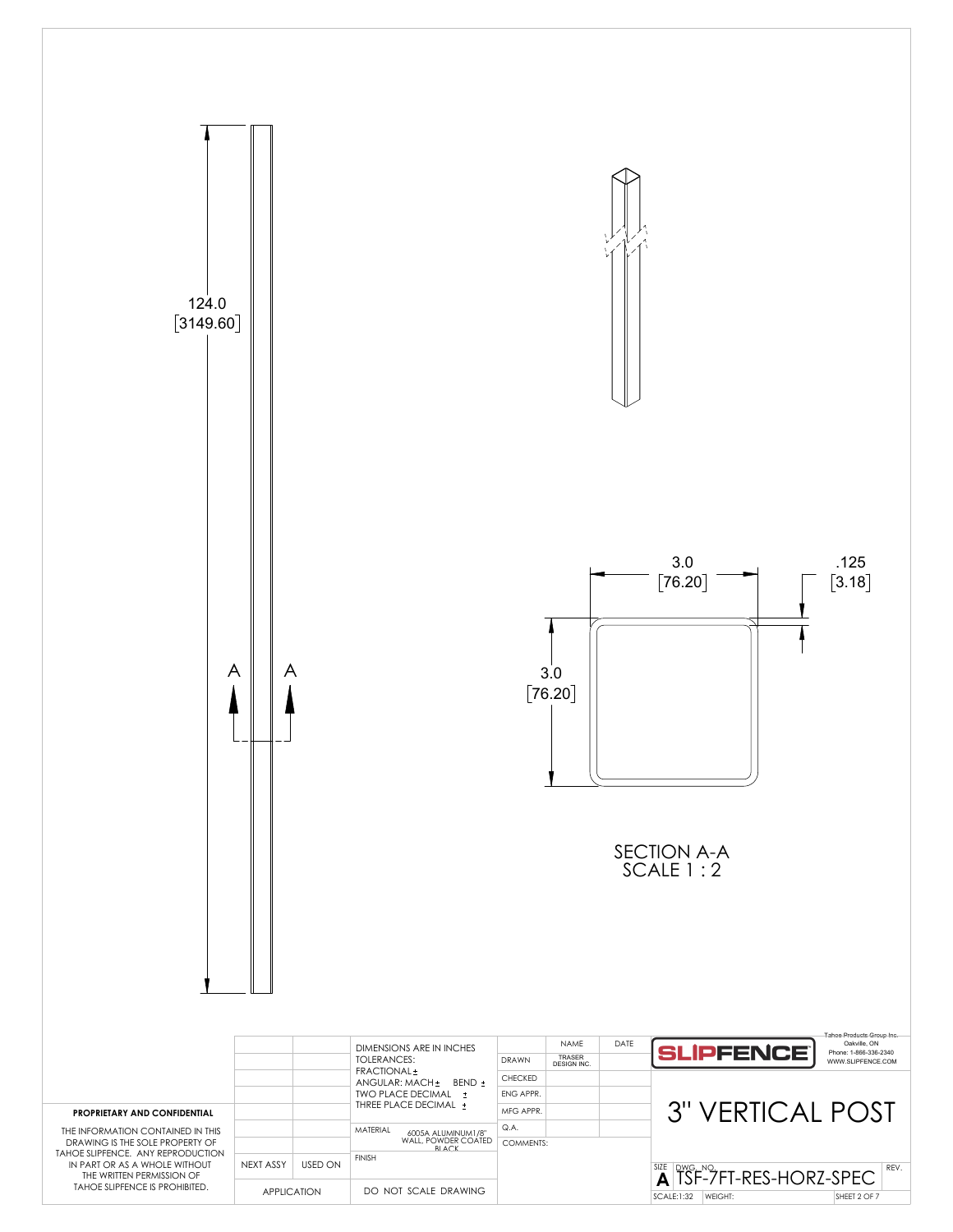124.0
[3149.60]

A A

3.0
[76.20]

.125
[3.18]

3.0
[76.20]

SECTION A-A
SCALE 1 : 2

| | | DIMENSIONS ARE IN INCHES | | NAME | DATE |
|---|---|---|---|---|---|
| | | TOLERANCES: | DRAWN | TRASER DESIGN INC. | |
| | | FRACTIONAL ± | CHECKED | | |
| | | ANGULAR: MACH ± BEND ± | ENG APPR. | | |
| | | TWO PLACE DECIMAL ± | MFG APPR. | | |
| | | THREE PLACE DECIMAL ± | Q.A. | | |
| | | MATERIAL 6005A ALUMINUM1/8" WALL, POWDER COATED BLACK | COMMENTS: | | |
| NEXT ASSY | USED ON | FINISH | | | |
| APPLICATION | | DO NOT SCALE DRAWING | | | |

**PROPRIETARY AND CONFIDENTIAL**

THE INFORMATION CONTAINED IN THIS DRAWING IS THE SOLE PROPERTY OF TAHOE SLIPFENCE. ANY REPRODUCTION IN PART OR AS A WHOLE WITHOUT THE WRITTEN PERMISSION OF TAHOE SLIPFENCE IS PROHIBITED.

SLIPFENCE

Tahoe Products Group Inc.
Oakville, ON
Phone: 1-866-336-2340
WWW.SLIPFENCE.COM

# 3" VERTICAL POST

| SIZE | DWG. NO. | REV. |
|---|---|---|
| A | TSF-7FT-RES-HORZ-SPEC | |

SCALE:1:32 | WEIGHT: | SHEET 2 OF 7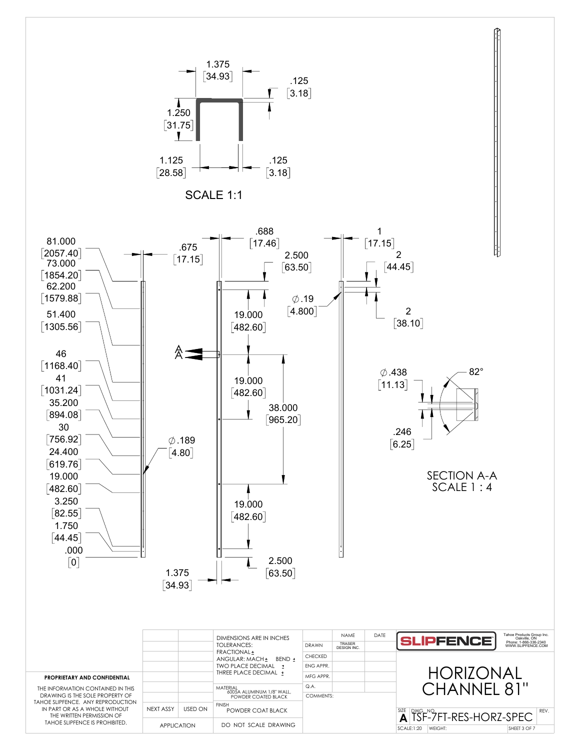1.375
[34.93]

.125
[3.18]

1.250
[31.75]

1.125
[28.58]

.125
[3.18]

SCALE 1:1

81.000
[2057.40]
73.000
[1854.20]
62.200
[1579.88]
51.400
[1305.56]
46
[1168.40]
41
[1031.24]
35.200
[894.08]
30
[756.92]
24.400
[619.76]
19.000
[482.60]
3.250
[82.55]
1.750
[44.45]
.000
[0]

.675
[17.15]

∅.189
[4.80]

1.375
[34.93]

.688
[17.46]

2.500
[63.50]

19.000
[482.60]

A
A

19.000
[482.60]

38.000
[965.20]

19.000
[482.60]

2.500
[63.50]

∅.19
[4.800]

1
[17.15]

2
[44.45]

2
[38.10]

∅.438
[11.13]

82°

.246
[6.25]

SECTION A-A
SCALE 1 : 4

**PROPRIETARY AND CONFIDENTIAL**

THE INFORMATION CONTAINED IN THIS DRAWING IS THE SOLE PROPERTY OF TAHOE SLIPFENCE. ANY REPRODUCTION IN PART OR AS A WHOLE WITHOUT THE WRITTEN PERMISSION OF TAHOE SLIPFENCE IS PROHIBITED.

| NEXT ASSY | USED ON |
|---|---|
| APPLICATION | |

DIMENSIONS ARE IN INCHES
TOLERANCES:
FRACTIONAL ±
ANGULAR: MACH ± BEND ±
TWO PLACE DECIMAL ±
THREE PLACE DECIMAL ±

MATERIAL
6005A ALUMINUM 1/8" WALL,
POWDER COATED BLACK

FINISH
POWDER COAT BLACK

DO NOT SCALE DRAWING

| | NAME | DATE |
|---|---|---|
| DRAWN | TRASER DESIGN INC. | |
| CHECKED | | |
| ENG APPR. | | |
| MFG APPR. | | |
| Q.A. | | |
| COMMENTS: | | |

SLIPFENCE

Tahoe Products Group Inc.
Oakville, ON
Phone: 1-866-336-2340
WWW.SLIPFENCE.COM

# HORIZONAL CHANNEL 81"

SIZE A DWG. NO. TSF-7FT-RES-HORZ-SPEC REV.

SCALE:1:20 WEIGHT: SHEET 3 OF 7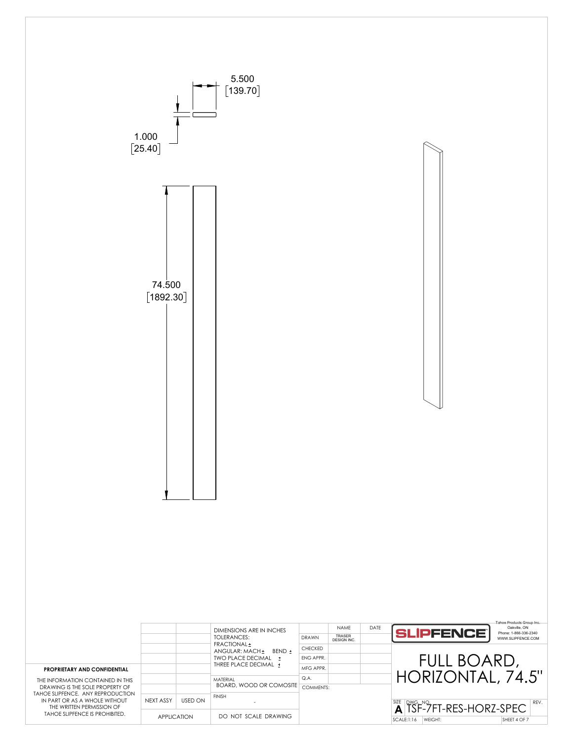5.500
[139.70]

1.000
[25.40]

74.500
[1892.30]

**PROPRIETARY AND CONFIDENTIAL**

THE INFORMATION CONTAINED IN THIS DRAWING IS THE SOLE PROPERTY OF TAHOE SLIPFENCE. ANY REPRODUCTION IN PART OR AS A WHOLE WITHOUT THE WRITTEN PERMISSION OF TAHOE SLIPFENCE IS PROHIBITED.

| NEXT ASSY | USED ON |
|---|---|
| APPLICATION | |

DIMENSIONS ARE IN INCHES
TOLERANCES:
FRACTIONAL ±
ANGULAR: MACH ± BEND ±
TWO PLACE DECIMAL ±
THREE PLACE DECIMAL ±

MATERIAL
BOARD, WOOD OR COMOSITE

FINISH
-

DO NOT SCALE DRAWING

| | NAME | DATE |
|---|---|---|
| DRAWN | TRASER DESIGN INC. | |
| CHECKED | | |
| ENG APPR. | | |
| MFG APPR. | | |
| Q.A. | | |
| COMMENTS: | | |

SLIPFENCE

Tahoe Products Group Inc.
Oakville, ON
Phone: 1-866-336-2340
WWW.SLIPFENCE.COM

# FULL BOARD, HORIZONTAL, 74.5"

SIZE A | DWG. NO. TSF-7FT-RES-HORZ-SPEC | REV.

SCALE:1:16 | WEIGHT: | SHEET 4 OF 7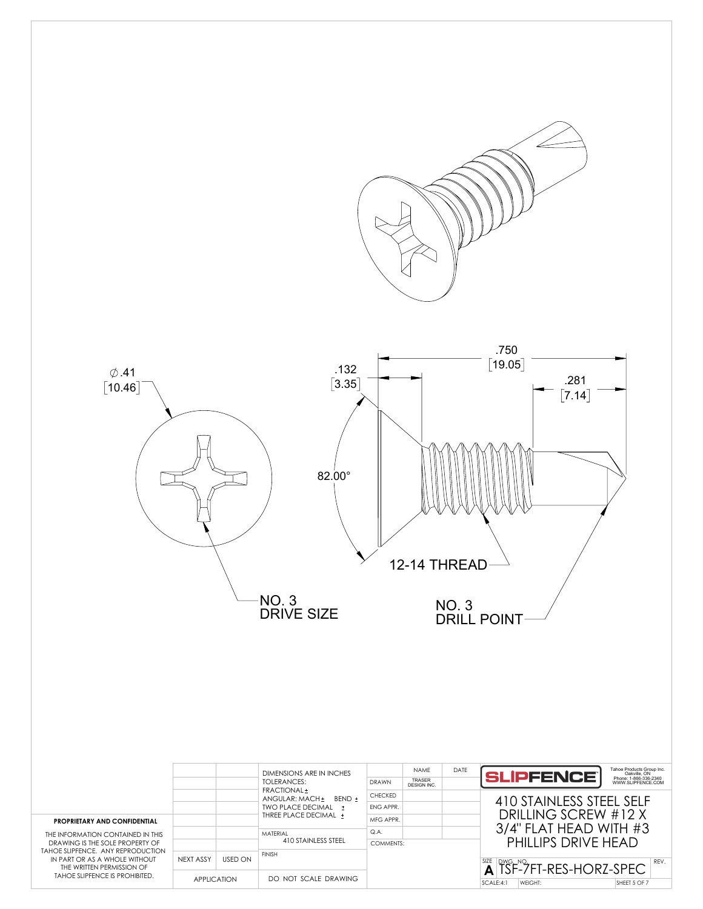$\varnothing$.41 [10.46]

.132 [3.35]

.750 [19.05]

.281 [7.14]

82.00°

12-14 THREAD

NO. 3 DRIVE SIZE

NO. 3 DRILL POINT

**PROPRIETARY AND CONFIDENTIAL**

THE INFORMATION CONTAINED IN THIS DRAWING IS THE SOLE PROPERTY OF TAHOE SLIPFENCE. ANY REPRODUCTION IN PART OR AS A WHOLE WITHOUT THE WRITTEN PERMISSION OF TAHOE SLIPFENCE IS PROHIBITED.

| | | | | NAME | DATE |
|---|---|---|---|---|---|
| | | DIMENSIONS ARE IN INCHES TOLERANCES: FRACTIONAL ± ANGULAR: MACH ± BEND ± TWO PLACE DECIMAL ± THREE PLACE DECIMAL ± | DRAWN | TRASER DESIGN INC. | |
| | | | CHECKED | | |
| | | | ENG APPR. | | |
| | | | MFG APPR. | | |
| | | MATERIAL 410 STAINLESS STEEL | Q.A. | | |
| | | | COMMENTS: | | |
| NEXT ASSY | USED ON | FINISH | | | |
| APPLICATION | | DO NOT SCALE DRAWING | | | |

SLIPFENCE

Tahoe Products Group Inc.
Oakville, ON
Phone: 1-866-336-2340
WWW.SLIPFENCE.COM

410 STAINLESS STEEL SELF DRILLING SCREW #12 X 3/4" FLAT HEAD WITH #3 PHILLIPS DRIVE HEAD

| SIZE | DWG. NO. | REV. |
|---|---|---|
| A | TSF-7FT-RES-HORZ-SPEC | |

| SCALE:4:1 | WEIGHT: | SHEET 5 OF 7 |
|---|---|---|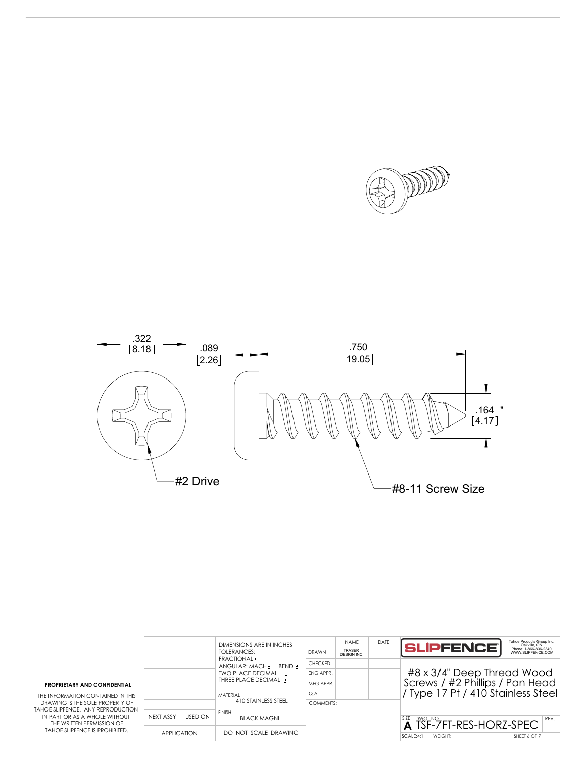.322 [8.18]

.089 [2.26]

.750 [19.05]

.164 " [4.17]

#2 Drive

#8-11 Screw Size

| | | DIMENSIONS ARE IN INCHES TOLERANCES: FRACTIONAL ± ANGULAR: MACH ± BEND ± TWO PLACE DECIMAL ± THREE PLACE DECIMAL ± | | NAME | DATE |
|---|---|---|---|---|---|
| | | | DRAWN | TRASER DESIGN INC. | |
| | | | CHECKED | | |
| | | | ENG APPR. | | |
| | | | MFG APPR. | | |
| | | MATERIAL 410 STAINLESS STEEL | Q.A. | | |
| | | | COMMENTS: | | |
| NEXT ASSY | USED ON | FINISH BLACK MAGNI | | | |
| APPLICATION | | DO NOT SCALE DRAWING | | | |

**PROPRIETARY AND CONFIDENTIAL**

THE INFORMATION CONTAINED IN THIS DRAWING IS THE SOLE PROPERTY OF TAHOE SLIPFENCE. ANY REPRODUCTION IN PART OR AS A WHOLE WITHOUT THE WRITTEN PERMISSION OF TAHOE SLIPFENCE IS PROHIBITED.

SLIPFENCE

Tahoe Products Group Inc.
Oakville, ON
Phone: 1-866-336-2340
WWW.SLIPFENCE.COM

#8 x 3/4" Deep Thread Wood Screws / #2 Phillips / Pan Head / Type 17 Pt / 410 Stainless Steel

SIZE: A

DWG. NO.: TSF-7FT-RES-HORZ-SPEC

REV.:

SCALE: 4:1

WEIGHT: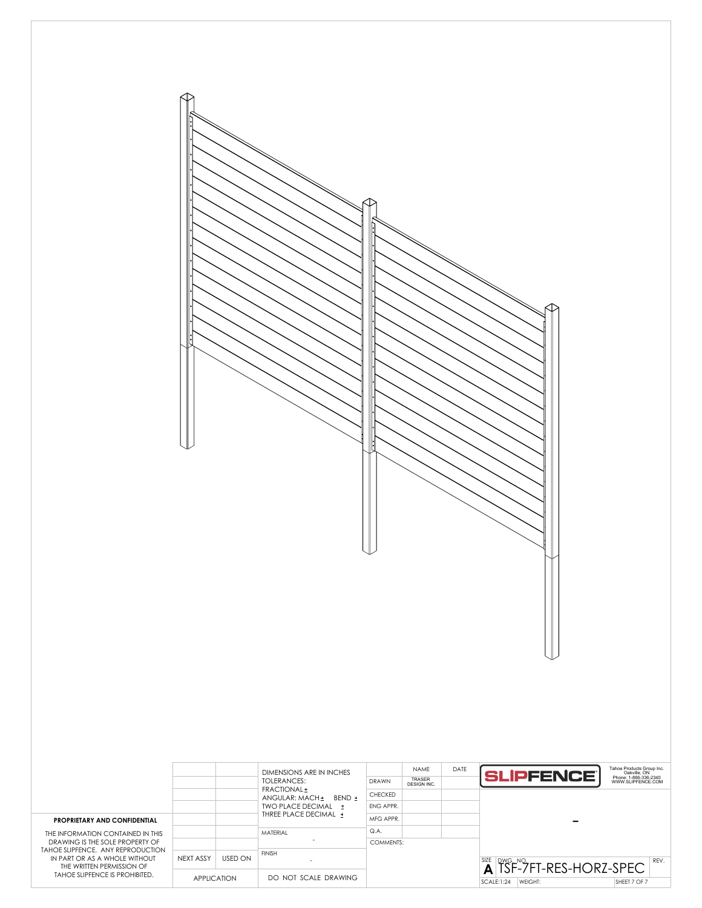**PROPRIETARY AND CONFIDENTIAL**

THE INFORMATION CONTAINED IN THIS DRAWING IS THE SOLE PROPERTY OF TAHOE SLIPFENCE. ANY REPRODUCTION IN PART OR AS A WHOLE WITHOUT THE WRITTEN PERMISSION OF TAHOE SLIPFENCE IS PROHIBITED.

| | | | | | |
|---|---|---|---|---|---|
| NEXT ASSY | USED ON | DIMENSIONS ARE IN INCHES<br>TOLERANCES:<br>FRACTIONAL ±<br>ANGULAR: MACH ± BEND ±<br>TWO PLACE DECIMAL ±<br>THREE PLACE DECIMAL ± | | NAME | DATE |
| APPLICATION | | MATERIAL<br>- | DRAWN | TRASER DESIGN INC. | |
| | | FINISH<br>- | CHECKED | | |
| | | DO NOT SCALE DRAWING | ENG APPR. | | |
| | | | MFG APPR. | | |
| | | | Q.A. | | |
| | | | COMMENTS: | | |

SLIPFENCE

Tahoe Products Group Inc.
Oakville, ON
Phone: 1-866-336-2340
WWW.SLIPFENCE.COM

–

| SIZE | DWG. NO. | REV. |
|---|---|---|
| A | TSF-7FT-RES-HORZ-SPEC | |
| SCALE:1:24 | WEIGHT: | SHEET 7 OF 7 |